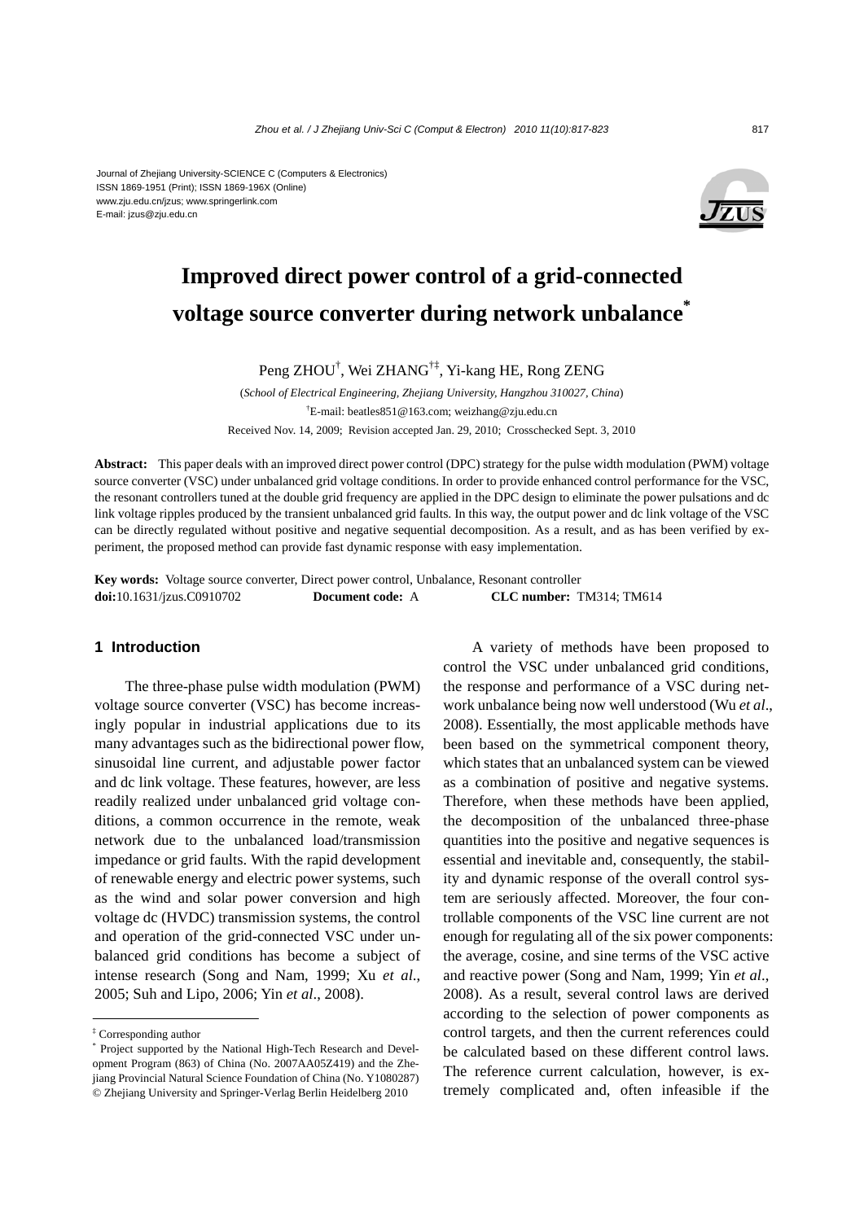Journal of Zhejiang University-SCIENCE C (Computers & Electronics)
ISSN 1869-1951 (Print); ISSN 1869-196X (Online)
www.zju.edu.cn/jzus; www.springerlink.com
E-mail: jzus@zju.edu.cn

# Improved direct power control of a grid-connected voltage source converter during network unbalance*

Peng ZHOU†, Wei ZHANG†‡, Yi-kang HE, Rong ZENG

(*School of Electrical Engineering, Zhejiang University, Hangzhou 310027, China*)

†E-mail: beatles851@163.com; weizhang@zju.edu.cn

Received Nov. 14, 2009; Revision accepted Jan. 29, 2010; Crosschecked Sept. 3, 2010

**Abstract:** This paper deals with an improved direct power control (DPC) strategy for the pulse width modulation (PWM) voltage source converter (VSC) under unbalanced grid voltage conditions. In order to provide enhanced control performance for the VSC, the resonant controllers tuned at the double grid frequency are applied in the DPC design to eliminate the power pulsations and dc link voltage ripples produced by the transient unbalanced grid faults. In this way, the output power and dc link voltage of the VSC can be directly regulated without positive and negative sequential decomposition. As a result, and as has been verified by experiment, the proposed method can provide fast dynamic response with easy implementation.

**Key words:** Voltage source converter, Direct power control, Unbalance, Resonant controller
**doi:**10.1631/jzus.C0910702 **Document code:** A **CLC number:** TM314; TM614

## 1 Introduction

The three-phase pulse width modulation (PWM) voltage source converter (VSC) has become increasingly popular in industrial applications due to its many advantages such as the bidirectional power flow, sinusoidal line current, and adjustable power factor and dc link voltage. These features, however, are less readily realized under unbalanced grid voltage conditions, a common occurrence in the remote, weak network due to the unbalanced load/transmission impedance or grid faults. With the rapid development of renewable energy and electric power systems, such as the wind and solar power conversion and high voltage dc (HVDC) transmission systems, the control and operation of the grid-connected VSC under unbalanced grid conditions has become a subject of intense research (Song and Nam, 1999; Xu *et al.*, 2005; Suh and Lipo, 2006; Yin *et al*., 2008).

A variety of methods have been proposed to control the VSC under unbalanced grid conditions, the response and performance of a VSC during network unbalance being now well understood (Wu *et al*., 2008). Essentially, the most applicable methods have been based on the symmetrical component theory, which states that an unbalanced system can be viewed as a combination of positive and negative systems. Therefore, when these methods have been applied, the decomposition of the unbalanced three-phase quantities into the positive and negative sequences is essential and inevitable and, consequently, the stability and dynamic response of the overall control system are seriously affected. Moreover, the four controllable components of the VSC line current are not enough for regulating all of the six power components: the average, cosine, and sine terms of the VSC active and reactive power (Song and Nam, 1999; Yin *et al*., 2008). As a result, several control laws are derived according to the selection of power components as control targets, and then the current references could be calculated based on these different control laws. The reference current calculation, however, is extremely complicated and, often infeasible if the

‡ Corresponding author
\* Project supported by the National High-Tech Research and Development Program (863) of China (No. 2007AA05Z419) and the Zhejiang Provincial Natural Science Foundation of China (No. Y1080287)
© Zhejiang University and Springer-Verlag Berlin Heidelberg 2010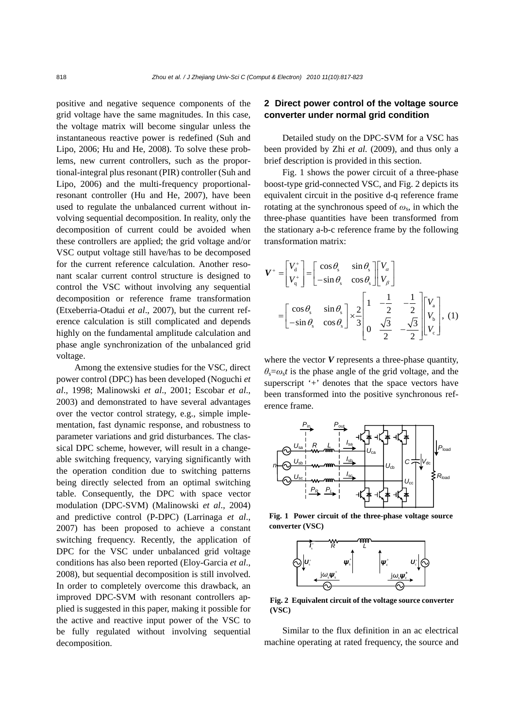positive and negative sequence components of the grid voltage have the same magnitudes. In this case, the voltage matrix will become singular unless the instantaneous reactive power is redefined (Suh and Lipo, 2006; Hu and He, 2008). To solve these problems, new current controllers, such as the proportional-integral plus resonant (PIR) controller (Suh and Lipo, 2006) and the multi-frequency proportional-resonant controller (Hu and He, 2007), have been used to regulate the unbalanced current without involving sequential decomposition. In reality, only the decomposition of current could be avoided when these controllers are applied; the grid voltage and/or VSC output voltage still have/has to be decomposed for the current reference calculation. Another resonant scalar current control structure is designed to control the VSC without involving any sequential decomposition or reference frame transformation (Etxeberria-Otadui *et al*., 2007), but the current reference calculation is still complicated and depends highly on the fundamental amplitude calculation and phase angle synchronization of the unbalanced grid voltage.

Among the extensive studies for the VSC, direct power control (DPC) has been developed (Noguchi *et al*., 1998; Malinowski *et al*., 2001; Escobar *et al*., 2003) and demonstrated to have several advantages over the vector control strategy, e.g., simple implementation, fast dynamic response, and robustness to parameter variations and grid disturbances. The classical DPC scheme, however, will result in a changeable switching frequency, varying significantly with the operation condition due to switching patterns being directly selected from an optimal switching table. Consequently, the DPC with space vector modulation (DPC-SVM) (Malinowski *et al*., 2004) and predictive control (P-DPC) (Larrinaga *et al*., 2007) has been proposed to achieve a constant switching frequency. Recently, the application of DPC for the VSC under unbalanced grid voltage conditions has also been reported (Eloy-Garcia *et al*., 2008), but sequential decomposition is still involved. In order to completely overcome this drawback, an improved DPC-SVM with resonant controllers applied is suggested in this paper, making it possible for the active and reactive input power of the VSC to be fully regulated without involving sequential decomposition.

## 2 Direct power control of the voltage source converter under normal grid condition

Detailed study on the DPC-SVM for a VSC has been provided by Zhi *et al.* (2009), and thus only a brief description is provided in this section.

Fig. 1 shows the power circuit of a three-phase boost-type grid-connected VSC, and Fig. 2 depicts its equivalent circuit in the positive d-q reference frame rotating at the synchronous speed of $\omega_s$, in which the three-phase quantities have been transformed from the stationary a-b-c reference frame by the following transformation matrix:

$$\boldsymbol{V}^+=\begin{bmatrix} V_d^+ \\ V_q^+ \end{bmatrix}=\begin{bmatrix} \cos\theta_s & \sin\theta_s \\ -\sin\theta_s & \cos\theta_s \end{bmatrix}\begin{bmatrix} V_\alpha \\ V_\beta \end{bmatrix} =\begin{bmatrix} \cos\theta_s & \sin\theta_s \\ -\sin\theta_s & \cos\theta_s \end{bmatrix}\times\frac{2}{3}\begin{bmatrix} 1 & -\frac{1}{2} & -\frac{1}{2} \\ 0 & \frac{\sqrt{3}}{2} & -\frac{\sqrt{3}}{2} \end{bmatrix}\begin{bmatrix} V_a \\ V_b \\ V_c \end{bmatrix}, \quad (1)$$

where the vector $\boldsymbol{V}$ represents a three-phase quantity, $\theta_s=\omega_s t$ is the phase angle of the grid voltage, and the superscript '+' denotes that the space vectors have been transformed into the positive synchronous reference frame.

**Fig. 1 Power circuit of the three-phase voltage source converter (VSC)**

**Fig. 2 Equivalent circuit of the voltage source converter (VSC)**

Similar to the flux definition in an ac electrical machine operating at rated frequency, the source and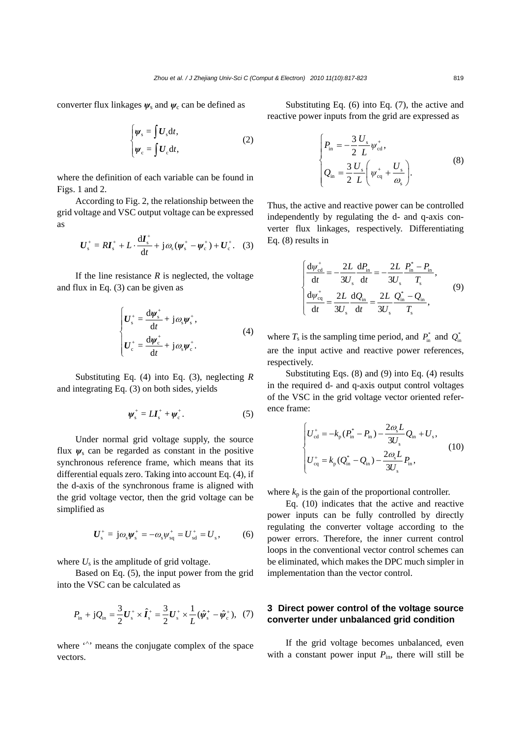converter flux linkages $\boldsymbol{\psi}_{\rm s}$ and $\boldsymbol{\psi}_{\rm c}$ can be defined as

$$\begin{cases} \boldsymbol{\psi}_{\rm s} = \int \boldsymbol{U}_{\rm s} {\rm d}t, \\ \boldsymbol{\psi}_{\rm c} = \int \boldsymbol{U}_{\rm c} {\rm d}t, \end{cases} \quad (2)$$

where the definition of each variable can be found in Figs. 1 and 2.

According to Fig. 2, the relationship between the grid voltage and VSC output voltage can be expressed as

$$\boldsymbol{U}_{\rm s}^{+} = R\boldsymbol{I}_{\rm s}^{+} + L \cdot \frac{{\rm d}\boldsymbol{I}_{\rm s}^{+}}{{\rm d}t} + {\rm j}\omega_{\rm s}(\boldsymbol{\psi}_{\rm s}^{+} - \boldsymbol{\psi}_{\rm c}^{+}) + \boldsymbol{U}_{\rm c}^{+}. \quad (3)$$

If the line resistance $R$ is neglected, the voltage and flux in Eq. (3) can be given as

$$\begin{cases} \boldsymbol{U}_{\rm s}^{+} = \dfrac{{\rm d}\boldsymbol{\psi}_{\rm s}^{+}}{{\rm d}t} + {\rm j}\omega_{\rm s}\boldsymbol{\psi}_{\rm s}^{+}, \\ \boldsymbol{U}_{\rm c}^{+} = \dfrac{{\rm d}\boldsymbol{\psi}_{\rm c}^{+}}{{\rm d}t} + {\rm j}\omega_{\rm s}\boldsymbol{\psi}_{\rm c}^{+}. \end{cases} \quad (4)$$

Substituting Eq. (4) into Eq. (3), neglecting $R$ and integrating Eq. (3) on both sides, yields

$$\boldsymbol{\psi}_{\rm s}^{+} = L\boldsymbol{I}_{\rm s}^{+} + \boldsymbol{\psi}_{\rm c}^{+}. \quad (5)$$

Under normal grid voltage supply, the source flux $\boldsymbol{\psi}_{\rm s}$ can be regarded as constant in the positive synchronous reference frame, which means that its differential equals zero. Taking into account Eq. (4), if the d-axis of the synchronous frame is aligned with the grid voltage vector, then the grid voltage can be simplified as

$$\boldsymbol{U}_{\rm s}^{+} = {\rm j}\omega_{\rm s}\boldsymbol{\psi}_{\rm s}^{+} = -\omega_{\rm s}\psi_{\rm sq}^{+} = U_{\rm sd}^{+} = U_{\rm s}, \quad (6)$$

where $U_{\rm s}$ is the amplitude of grid voltage.

Based on Eq. (5), the input power from the grid into the VSC can be calculated as

$$P_{\rm in} + {\rm j}Q_{\rm in} = \frac{3}{2}\boldsymbol{U}_{\rm s}^{+} \times \hat{\boldsymbol{I}}_{\rm s}^{+} = \frac{3}{2}\boldsymbol{U}_{\rm s}^{+} \times \frac{1}{L}(\hat{\boldsymbol{\psi}}_{\rm s}^{+} - \hat{\boldsymbol{\psi}}_{\rm c}^{+}), \quad (7)$$

where '^' means the conjugate complex of the space vectors.

Substituting Eq. (6) into Eq. (7), the active and reactive power inputs from the grid are expressed as

$$\begin{cases} P_{\rm in} = -\dfrac{3}{2}\dfrac{U_{\rm s}}{L}\psi_{\rm cd}^{+}, \\ Q_{\rm in} = \dfrac{3}{2}\dfrac{U_{\rm s}}{L}\left(\psi_{\rm cq}^{+} + \dfrac{U_{\rm s}}{\omega_{\rm s}}\right). \end{cases} \quad (8)$$

Thus, the active and reactive power can be controlled independently by regulating the d- and q-axis converter flux linkages, respectively. Differentiating Eq. (8) results in

$$\begin{cases} \dfrac{{\rm d}\psi_{\rm cd}^{+}}{{\rm d}t} = -\dfrac{2L}{3U_{\rm s}}\dfrac{{\rm d}P_{\rm in}}{{\rm d}t} = -\dfrac{2L}{3U_{\rm s}}\dfrac{P_{\rm in}^{*} - P_{\rm in}}{T_{\rm s}}, \\ \dfrac{{\rm d}\psi_{\rm cq}^{+}}{{\rm d}t} = \dfrac{2L}{3U_{\rm s}}\dfrac{{\rm d}Q_{\rm in}}{{\rm d}t} = \dfrac{2L}{3U_{\rm s}}\dfrac{Q_{\rm in}^{*} - Q_{\rm in}}{T_{\rm s}}, \end{cases} \quad (9)$$

where $T_{\rm s}$ is the sampling time period, and $P_{\rm in}^{*}$ and $Q_{\rm in}^{*}$ are the input active and reactive power references, respectively.

Substituting Eqs. (8) and (9) into Eq. (4) results in the required d- and q-axis output control voltages of the VSC in the grid voltage vector oriented reference frame:

$$\begin{cases} U_{\rm cd}^{+} = -k_{\rm p}(P_{\rm in}^{*} - P_{\rm in}) - \dfrac{2\omega_{\rm s}L}{3U_{\rm s}}Q_{\rm in} + U_{\rm s}, \\ U_{\rm cq}^{+} = k_{\rm p}(Q_{\rm in}^{*} - Q_{\rm in}) - \dfrac{2\omega_{\rm s}L}{3U_{\rm s}}P_{\rm in}, \end{cases} \quad (10)$$

where $k_{\rm p}$ is the gain of the proportional controller.

Eq. (10) indicates that the active and reactive power inputs can be fully controlled by directly regulating the converter voltage according to the power errors. Therefore, the inner current control loops in the conventional vector control schemes can be eliminated, which makes the DPC much simpler in implementation than the vector control.

## 3 Direct power control of the voltage source converter under unbalanced grid condition

If the grid voltage becomes unbalanced, even with a constant power input $P_{\rm in}$, there will still be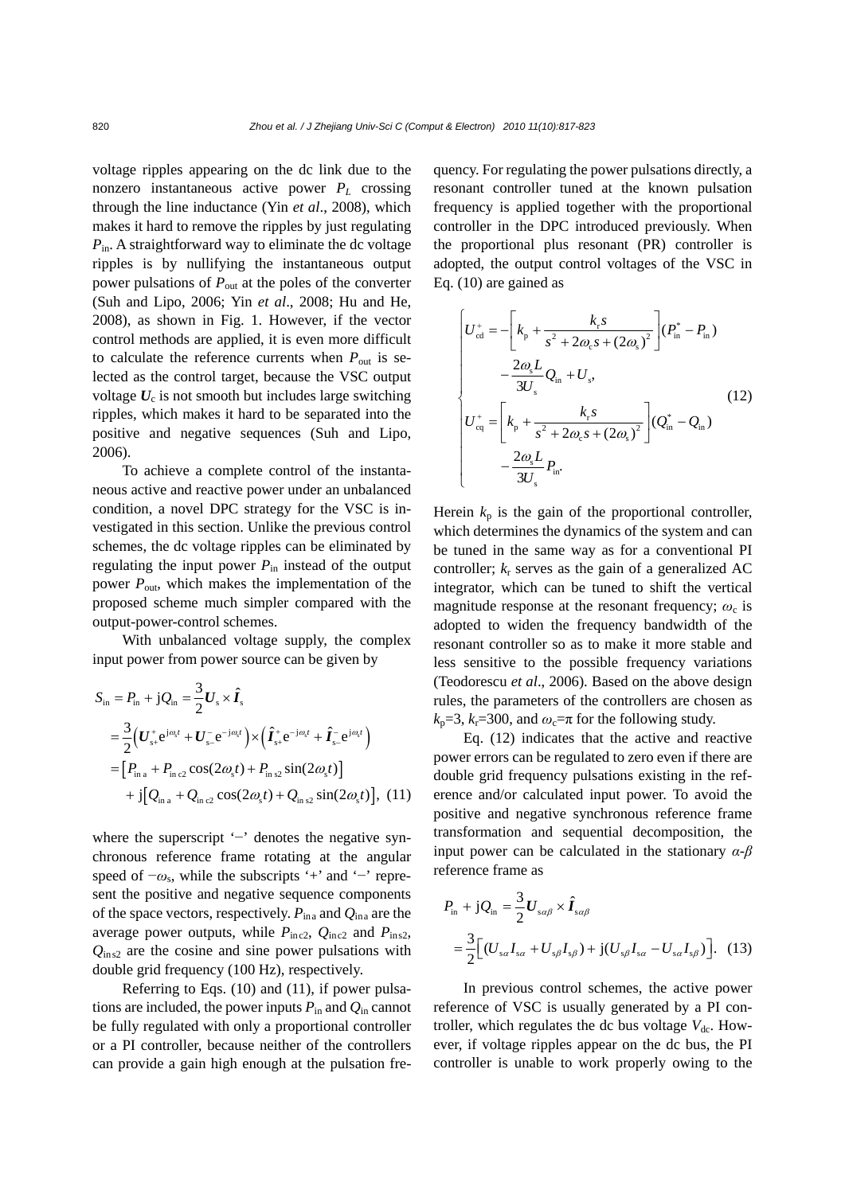voltage ripples appearing on the dc link due to the nonzero instantaneous active power $P_L$ crossing through the line inductance (Yin *et al*., 2008), which makes it hard to remove the ripples by just regulating $P_{\text{in}}$. A straightforward way to eliminate the dc voltage ripples is by nullifying the instantaneous output power pulsations of $P_{\text{out}}$ at the poles of the converter (Suh and Lipo, 2006; Yin *et al*., 2008; Hu and He, 2008), as shown in Fig. 1. However, if the vector control methods are applied, it is even more difficult to calculate the reference currents when $P_{\text{out}}$ is selected as the control target, because the VSC output voltage $\boldsymbol{U}_{\text{c}}$ is not smooth but includes large switching ripples, which makes it hard to be separated into the positive and negative sequences (Suh and Lipo, 2006).

To achieve a complete control of the instantaneous active and reactive power under an unbalanced condition, a novel DPC strategy for the VSC is investigated in this section. Unlike the previous control schemes, the dc voltage ripples can be eliminated by regulating the input power $P_{\text{in}}$ instead of the output power $P_{\text{out}}$, which makes the implementation of the proposed scheme much simpler compared with the output-power-control schemes.

With unbalanced voltage supply, the complex input power from power source can be given by

$$
\begin{aligned}
S_{\text{in}} &= P_{\text{in}} + \text{j}Q_{\text{in}} = \frac{3}{2}\boldsymbol{U}_{\text{s}} \times \hat{\boldsymbol{I}}_{\text{s}} \\
&= \frac{3}{2}\left(\boldsymbol{U}_{\text{s+}}^{+}\text{e}^{\text{j}\omega_{\text{s}}t} + \boldsymbol{U}_{\text{s-}}^{-}\text{e}^{-\text{j}\omega_{\text{s}}t}\right) \times \left(\hat{\boldsymbol{I}}_{\text{s+}}^{+}\text{e}^{-\text{j}\omega_{\text{s}}t} + \hat{\boldsymbol{I}}_{\text{s-}}^{-}\text{e}^{\text{j}\omega_{\text{s}}t}\right) \\
&= \left[P_{\text{in a}} + P_{\text{in c2}}\cos(2\omega_{\text{s}}t) + P_{\text{in s2}}\sin(2\omega_{\text{s}}t)\right] \\
&\quad + \text{j}\left[Q_{\text{in a}} + Q_{\text{in c2}}\cos(2\omega_{\text{s}}t) + Q_{\text{in s2}}\sin(2\omega_{\text{s}}t)\right], \quad (11)
\end{aligned}
$$

where the superscript '−' denotes the negative synchronous reference frame rotating at the angular speed of $-\omega_{\text{s}}$, while the subscripts '+' and '−' represent the positive and negative sequence components of the space vectors, respectively. $P_{\text{in a}}$ and $Q_{\text{in a}}$ are the average power outputs, while $P_{\text{in c2}}$, $Q_{\text{in c2}}$ and $P_{\text{in s2}}$, $Q_{\text{in s2}}$ are the cosine and sine power pulsations with double grid frequency (100 Hz), respectively.

Referring to Eqs. (10) and (11), if power pulsations are included, the power inputs $P_{\text{in}}$ and $Q_{\text{in}}$ cannot be fully regulated with only a proportional controller or a PI controller, because neither of the controllers can provide a gain high enough at the pulsation frequency. For regulating the power pulsations directly, a resonant controller tuned at the known pulsation frequency is applied together with the proportional controller in the DPC introduced previously. When the proportional plus resonant (PR) controller is adopted, the output control voltages of the VSC in Eq. (10) are gained as

$$
\begin{cases}
U_{\text{cd}}^{+} = -\left[k_{\text{p}} + \dfrac{k_{\text{r}}s}{s^2 + 2\omega_{\text{c}}s + (2\omega_{\text{s}})^2}\right](P_{\text{in}}^{*} - P_{\text{in}}) \\
\qquad - \dfrac{2\omega_{\text{s}}L}{3U_{\text{s}}}Q_{\text{in}} + U_{\text{s}}, \\
U_{\text{cq}}^{+} = \left[k_{\text{p}} + \dfrac{k_{\text{r}}s}{s^2 + 2\omega_{\text{c}}s + (2\omega_{\text{s}})^2}\right](Q_{\text{in}}^{*} - Q_{\text{in}}) \\
\qquad - \dfrac{2\omega_{\text{s}}L}{3U_{\text{s}}}P_{\text{in}}.
\end{cases} \quad (12)
$$

Herein $k_{\text{p}}$ is the gain of the proportional controller, which determines the dynamics of the system and can be tuned in the same way as for a conventional PI controller; $k_{\text{r}}$ serves as the gain of a generalized AC integrator, which can be tuned to shift the vertical magnitude response at the resonant frequency; $\omega_{\text{c}}$ is adopted to widen the frequency bandwidth of the resonant controller so as to make it more stable and less sensitive to the possible frequency variations (Teodorescu *et al*., 2006). Based on the above design rules, the parameters of the controllers are chosen as $k_{\text{p}}=3$, $k_{\text{r}}=300$, and $\omega_{\text{c}}=\pi$ for the following study.

Eq. (12) indicates that the active and reactive power errors can be regulated to zero even if there are double grid frequency pulsations existing in the reference and/or calculated input power. To avoid the positive and negative synchronous reference frame transformation and sequential decomposition, the input power can be calculated in the stationary $\alpha$-$\beta$ reference frame as

$$
\begin{aligned}
P_{\text{in}} + \text{j}Q_{\text{in}} &= \frac{3}{2}\boldsymbol{U}_{\text{s}\alpha\beta} \times \hat{\boldsymbol{I}}_{\text{s}\alpha\beta} \\
&= \frac{3}{2}\left[(U_{\text{s}\alpha}I_{\text{s}\alpha} + U_{\text{s}\beta}I_{\text{s}\beta}) + \text{j}(U_{\text{s}\beta}I_{\text{s}\alpha} - U_{\text{s}\alpha}I_{\text{s}\beta})\right]. \quad (13)
\end{aligned}
$$

In previous control schemes, the active power reference of VSC is usually generated by a PI controller, which regulates the dc bus voltage $V_{\text{dc}}$. However, if voltage ripples appear on the dc bus, the PI controller is unable to work properly owing to the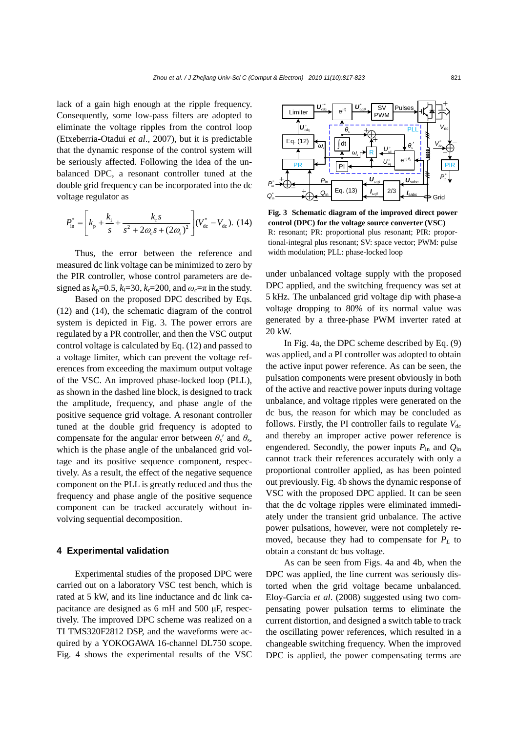lack of a gain high enough at the ripple frequency. Consequently, some low-pass filters are adopted to eliminate the voltage ripples from the control loop (Etxeberria-Otadui *et al*., 2007), but it is predictable that the dynamic response of the control system will be seriously affected. Following the idea of the unbalanced DPC, a resonant controller tuned at the double grid frequency can be incorporated into the dc voltage regulator as

$$P_{\mathrm{in}}^{*}=\left[k_{\mathrm{p}}+\frac{k_{\mathrm{i}}}{s}+\frac{k_{\mathrm{r}}s}{s^{2}+2\omega_{\mathrm{c}}s+(2\omega_{\mathrm{s}})^{2}}\right](V_{\mathrm{dc}}^{*}-V_{\mathrm{dc}}). \quad (14)$$

Thus, the error between the reference and measured dc link voltage can be minimized to zero by the PIR controller, whose control parameters are designed as $k_{\mathrm{p}}$=0.5, $k_{\mathrm{i}}$=30, $k_{\mathrm{r}}$=200, and $\omega_{\mathrm{c}}$=π in the study.

Based on the proposed DPC described by Eqs. (12) and (14), the schematic diagram of the control system is depicted in Fig. 3. The power errors are regulated by a PR controller, and then the VSC output control voltage is calculated by Eq. (12) and passed to a voltage limiter, which can prevent the voltage references from exceeding the maximum output voltage of the VSC. An improved phase-locked loop (PLL), as shown in the dashed line block, is designed to track the amplitude, frequency, and phase angle of the positive sequence grid voltage. A resonant controller tuned at the double grid frequency is adopted to compensate for the angular error between $\theta_{\mathrm{s}}'$ and $\theta_{\mathrm{s}}$, which is the phase angle of the unbalanced grid voltage and its positive sequence component, respectively. As a result, the effect of the negative sequence component on the PLL is greatly reduced and thus the frequency and phase angle of the positive sequence component can be tracked accurately without involving sequential decomposition.

## 4 Experimental validation

Experimental studies of the proposed DPC were carried out on a laboratory VSC test bench, which is rated at 5 kW, and its line inductance and dc link capacitance are designed as 6 mH and 500 μF, respectively. The improved DPC scheme was realized on a TI TMS320F2812 DSP, and the waveforms were acquired by a YOKOGAWA 16-channel DL750 scope. Fig. 4 shows the experimental results of the VSC under unbalanced voltage supply with the proposed DPC applied, and the switching frequency was set at 5 kHz. The unbalanced grid voltage dip with phase-a voltage dropping to 80% of its normal value was generated by a three-phase PWM inverter rated at 20 kW.

In Fig. 4a, the DPC scheme described by Eq. (9) was applied, and a PI controller was adopted to obtain the active input power reference. As can be seen, the pulsation components were present obviously in both of the active and reactive power inputs during voltage unbalance, and voltage ripples were generated on the dc bus, the reason for which may be concluded as follows. Firstly, the PI controller fails to regulate $V_{\mathrm{dc}}$ and thereby an improper active power reference is engendered. Secondly, the power inputs $P_{\mathrm{in}}$ and $Q_{\mathrm{in}}$ cannot track their references accurately with only a proportional controller applied, as has been pointed out previously. Fig. 4b shows the dynamic response of VSC with the proposed DPC applied. It can be seen that the dc voltage ripples were eliminated immediately under the transient grid unbalance. The active power pulsations, however, were not completely removed, because they had to compensate for $P_L$ to obtain a constant dc bus voltage.

As can be seen from Figs. 4a and 4b, when the DPC was applied, the line current was seriously distorted when the grid voltage became unbalanced. Eloy-Garcia *et al*. (2008) suggested using two compensating power pulsation terms to eliminate the current distortion, and designed a switch table to track the oscillating power references, which resulted in a changeable switching frequency. When the improved DPC is applied, the power compensating terms are

**Fig. 3 Schematic diagram of the improved direct power control (DPC) for the voltage source converter (VSC)**
R: resonant; PR: proportional plus resonant; PIR: proportional-integral plus resonant; SV: space vector; PWM: pulse width modulation; PLL: phase-locked loop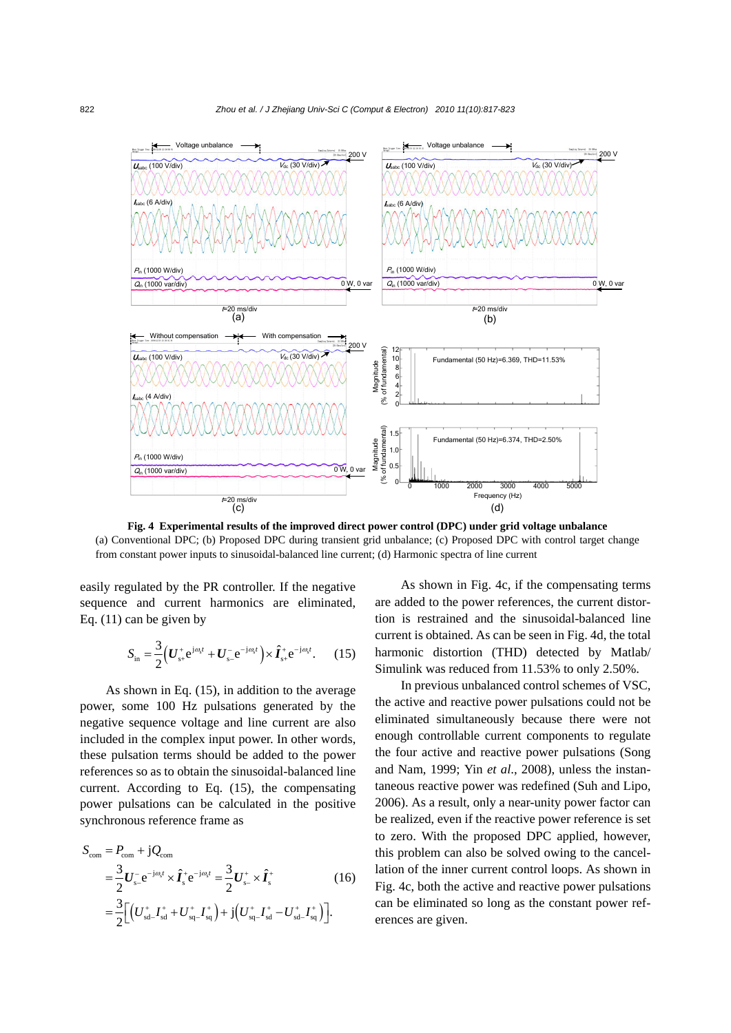**Fig. 4 Experimental results of the improved direct power control (DPC) under grid voltage unbalance**
(a) Conventional DPC; (b) Proposed DPC during transient grid unbalance; (c) Proposed DPC with control target change from constant power inputs to sinusoidal-balanced line current; (d) Harmonic spectra of line current

easily regulated by the PR controller. If the negative sequence and current harmonics are eliminated, Eq. (11) can be given by

$$S_{\text{in}} = \frac{3}{2}\left(\boldsymbol{U}_{\text{s+}}^{+}\text{e}^{\text{j}\omega_s t} + \boldsymbol{U}_{\text{s-}}^{-}\text{e}^{-\text{j}\omega_s t}\right) \times \hat{\boldsymbol{I}}_{\text{s+}}^{+}\text{e}^{-\text{j}\omega_s t}. \quad (15)$$

As shown in Eq. (15), in addition to the average power, some 100 Hz pulsations generated by the negative sequence voltage and line current are also included in the complex input power. In other words, these pulsation terms should be added to the power references so as to obtain the sinusoidal-balanced line current. According to Eq. (15), the compensating power pulsations can be calculated in the positive synchronous reference frame as

$$\begin{aligned} S_{\text{com}} &= P_{\text{com}} + \text{j}Q_{\text{com}} \\ &= \frac{3}{2}\boldsymbol{U}_{\text{s-}}^{-}\text{e}^{-\text{j}\omega_s t} \times \hat{\boldsymbol{I}}_{\text{s}}^{+}\text{e}^{-\text{j}\omega_s t} = \frac{3}{2}\boldsymbol{U}_{\text{s-}}^{+} \times \hat{\boldsymbol{I}}_{\text{s}}^{+} \\ &= \frac{3}{2}\left[\left(U_{\text{sd-}}^{+}I_{\text{sd}}^{+} + U_{\text{sq-}}^{+}I_{\text{sq}}^{+}\right) + \text{j}\left(U_{\text{sq-}}^{+}I_{\text{sd}}^{+} - U_{\text{sd-}}^{+}I_{\text{sq}}^{+}\right)\right]. \end{aligned} \quad (16)$$

As shown in Fig. 4c, if the compensating terms are added to the power references, the current distortion is restrained and the sinusoidal-balanced line current is obtained. As can be seen in Fig. 4d, the total harmonic distortion (THD) detected by Matlab/Simulink was reduced from 11.53% to only 2.50%.

In previous unbalanced control schemes of VSC, the active and reactive power pulsations could not be eliminated simultaneously because there were not enough controllable current components to regulate the four active and reactive power pulsations (Song and Nam, 1999; Yin *et al*., 2008), unless the instantaneous reactive power was redefined (Suh and Lipo, 2006). As a result, only a near-unity power factor can be realized, even if the reactive power reference is set to zero. With the proposed DPC applied, however, this problem can also be solved owing to the cancellation of the inner current control loops. As shown in Fig. 4c, both the active and reactive power pulsations can be eliminated so long as the constant power references are given.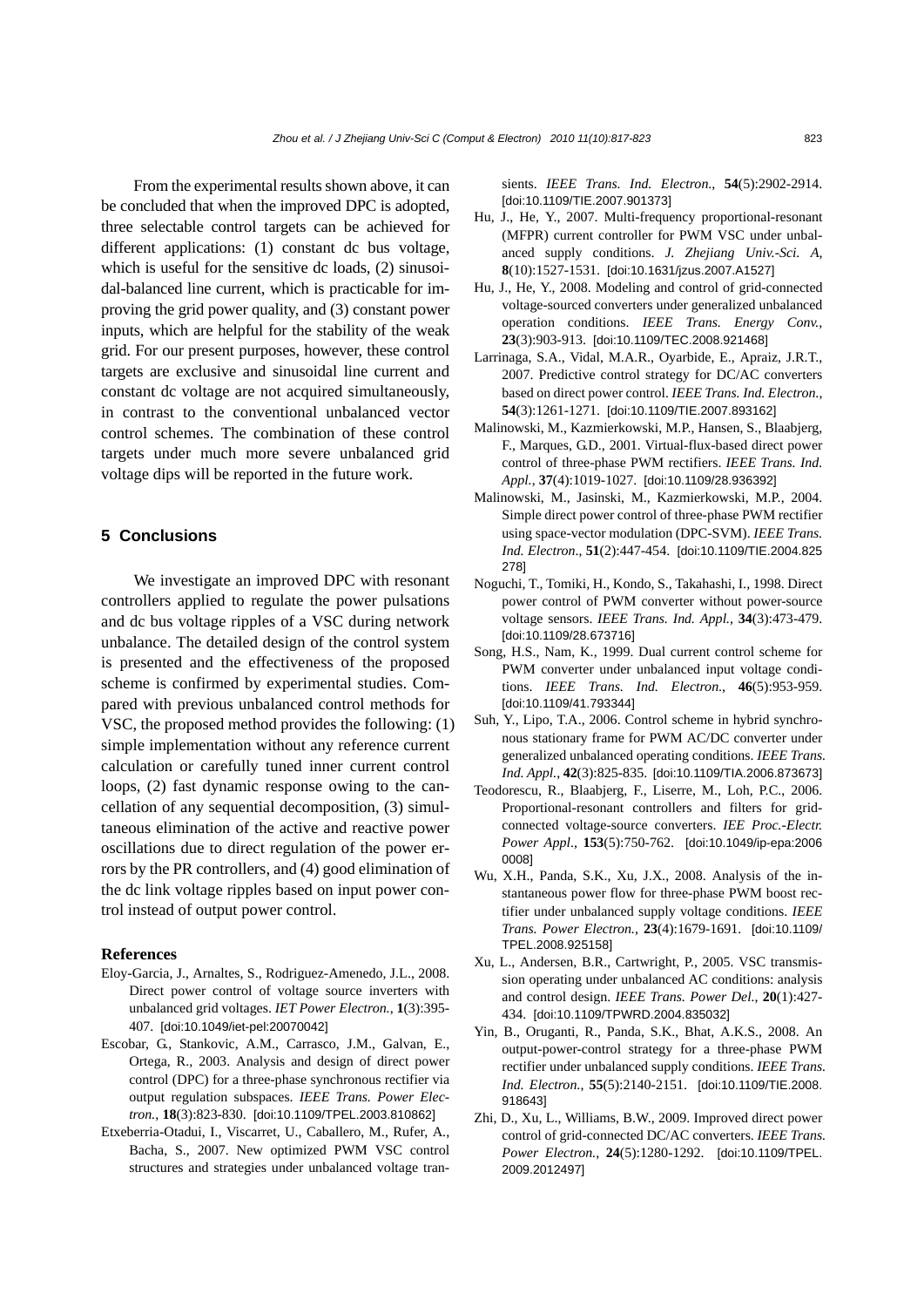From the experimental results shown above, it can be concluded that when the improved DPC is adopted, three selectable control targets can be achieved for different applications: (1) constant dc bus voltage, which is useful for the sensitive dc loads, (2) sinusoidal-balanced line current, which is practicable for improving the grid power quality, and (3) constant power inputs, which are helpful for the stability of the weak grid. For our present purposes, however, these control targets are exclusive and sinusoidal line current and constant dc voltage are not acquired simultaneously, in contrast to the conventional unbalanced vector control schemes. The combination of these control targets under much more severe unbalanced grid voltage dips will be reported in the future work.

## 5 Conclusions

We investigate an improved DPC with resonant controllers applied to regulate the power pulsations and dc bus voltage ripples of a VSC during network unbalance. The detailed design of the control system is presented and the effectiveness of the proposed scheme is confirmed by experimental studies. Compared with previous unbalanced control methods for VSC, the proposed method provides the following: (1) simple implementation without any reference current calculation or carefully tuned inner current control loops, (2) fast dynamic response owing to the cancellation of any sequential decomposition, (3) simultaneous elimination of the active and reactive power oscillations due to direct regulation of the power errors by the PR controllers, and (4) good elimination of the dc link voltage ripples based on input power control instead of output power control.

## References

Eloy-Garcia, J., Arnaltes, S., Rodriguez-Amenedo, J.L., 2008. Direct power control of voltage source inverters with unbalanced grid voltages. *IET Power Electron.*, **1**(3):395-407. [doi:10.1049/iet-pel:20070042]

Escobar, G., Stankovic, A.M., Carrasco, J.M., Galvan, E., Ortega, R., 2003. Analysis and design of direct power control (DPC) for a three-phase synchronous rectifier via output regulation subspaces. *IEEE Trans. Power Electron.*, **18**(3):823-830. [doi:10.1109/TPEL.2003.810862]

Etxeberria-Otadui, I., Viscarret, U., Caballero, M., Rufer, A., Bacha, S., 2007. New optimized PWM VSC control structures and strategies under unbalanced voltage transients. *IEEE Trans. Ind. Electron.*, **54**(5):2902-2914. [doi:10.1109/TIE.2007.901373]

Hu, J., He, Y., 2007. Multi-frequency proportional-resonant (MFPR) current controller for PWM VSC under unbalanced supply conditions. *J. Zhejiang Univ.-Sci. A*, **8**(10):1527-1531. [doi:10.1631/jzus.2007.A1527]

Hu, J., He, Y., 2008. Modeling and control of grid-connected voltage-sourced converters under generalized unbalanced operation conditions. *IEEE Trans. Energy Conv.*, **23**(3):903-913. [doi:10.1109/TEC.2008.921468]

Larrinaga, S.A., Vidal, M.A.R., Oyarbide, E., Apraiz, J.R.T., 2007. Predictive control strategy for DC/AC converters based on direct power control. *IEEE Trans. Ind. Electron.*, **54**(3):1261-1271. [doi:10.1109/TIE.2007.893162]

Malinowski, M., Kazmierkowski, M.P., Hansen, S., Blaabjerg, F., Marques, G.D., 2001. Virtual-flux-based direct power control of three-phase PWM rectifiers. *IEEE Trans. Ind. Appl.*, **37**(4):1019-1027. [doi:10.1109/28.936392]

Malinowski, M., Jasinski, M., Kazmierkowski, M.P., 2004. Simple direct power control of three-phase PWM rectifier using space-vector modulation (DPC-SVM). *IEEE Trans. Ind. Electron.*, **51**(2):447-454. [doi:10.1109/TIE.2004.825278]

Noguchi, T., Tomiki, H., Kondo, S., Takahashi, I., 1998. Direct power control of PWM converter without power-source voltage sensors. *IEEE Trans. Ind. Appl.*, **34**(3):473-479. [doi:10.1109/28.673716]

Song, H.S., Nam, K., 1999. Dual current control scheme for PWM converter under unbalanced input voltage conditions. *IEEE Trans. Ind. Electron.*, **46**(5):953-959. [doi:10.1109/41.793344]

Suh, Y., Lipo, T.A., 2006. Control scheme in hybrid synchronous stationary frame for PWM AC/DC converter under generalized unbalanced operating conditions. *IEEE Trans. Ind. Appl.*, **42**(3):825-835. [doi:10.1109/TIA.2006.873673]

Teodorescu, R., Blaabjerg, F., Liserre, M., Loh, P.C., 2006. Proportional-resonant controllers and filters for grid-connected voltage-source converters. *IEE Proc.-Electr. Power Appl.*, **153**(5):750-762. [doi:10.1049/ip-epa:20060008]

Wu, X.H., Panda, S.K., Xu, J.X., 2008. Analysis of the instantaneous power flow for three-phase PWM boost rectifier under unbalanced supply voltage conditions. *IEEE Trans. Power Electron.*, **23**(4):1679-1691. [doi:10.1109/TPEL.2008.925158]

Xu, L., Andersen, B.R., Cartwright, P., 2005. VSC transmission operating under unbalanced AC conditions: analysis and control design. *IEEE Trans. Power Del.*, **20**(1):427-434. [doi:10.1109/TPWRD.2004.835032]

Yin, B., Oruganti, R., Panda, S.K., Bhat, A.K.S., 2008. An output-power-control strategy for a three-phase PWM rectifier under unbalanced supply conditions. *IEEE Trans. Ind. Electron.*, **55**(5):2140-2151. [doi:10.1109/TIE.2008.918643]

Zhi, D., Xu, L., Williams, B.W., 2009. Improved direct power control of grid-connected DC/AC converters. *IEEE Trans. Power Electron.*, **24**(5):1280-1292. [doi:10.1109/TPEL.2009.2012497]